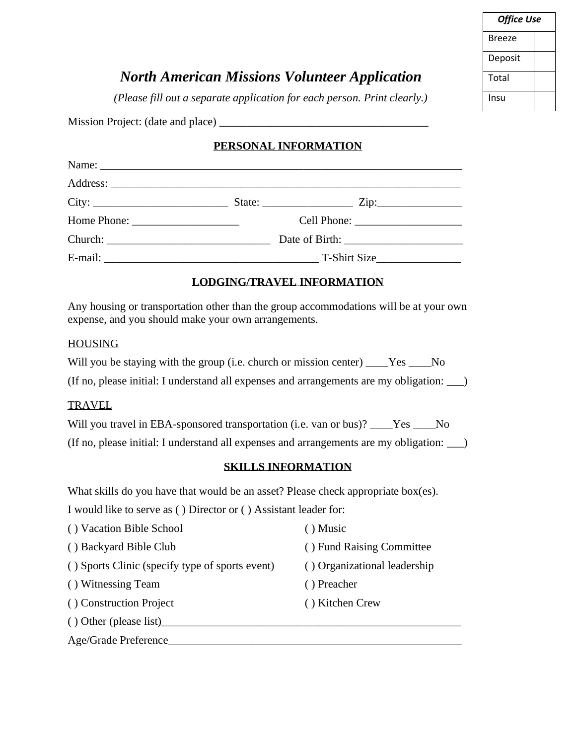| Office Use | |
|---|---|
| Breeze | |
| Deposit | |
| Total | |
| Insu | |

# *North American Missions Volunteer Application*

*(Please fill out a separate application for each person. Print clearly.)*

Mission Project: (date and place) ____________________________________

## PERSONAL INFORMATION

Name: ________________________________________________________________

Address: ______________________________________________________________

City: ________________________ State: ________________ Zip:_______________

Home Phone: __________________ Cell Phone: __________________

Church: _____________________________ Date of Birth: _____________________

E-mail: ______________________________________ T-Shirt Size_______________

## LODGING/TRAVEL INFORMATION

Any housing or transportation other than the group accommodations will be at your own expense, and you should make your own arrangements.

HOUSING

Will you be staying with the group (i.e. church or mission center) ____Yes ____No

(If no, please initial: I understand all expenses and arrangements are my obligation: ___)

TRAVEL

Will you travel in EBA-sponsored transportation (i.e. van or bus)? ____Yes ____No

(If no, please initial: I understand all expenses and arrangements are my obligation: ___)

## SKILLS INFORMATION

What skills do you have that would be an asset? Please check appropriate box(es).

I would like to serve as ( ) Director or ( ) Assistant leader for:

( ) Vacation Bible School

( ) Backyard Bible Club

( ) Sports Clinic (specify type of sports event)

( ) Witnessing Team

( ) Construction Project

( ) Music

( ) Fund Raising Committee

( ) Organizational leadership

( ) Preacher

( ) Kitchen Crew

( ) Other (please list)_______________________________________________________

Age/Grade Preference_____________________________________________________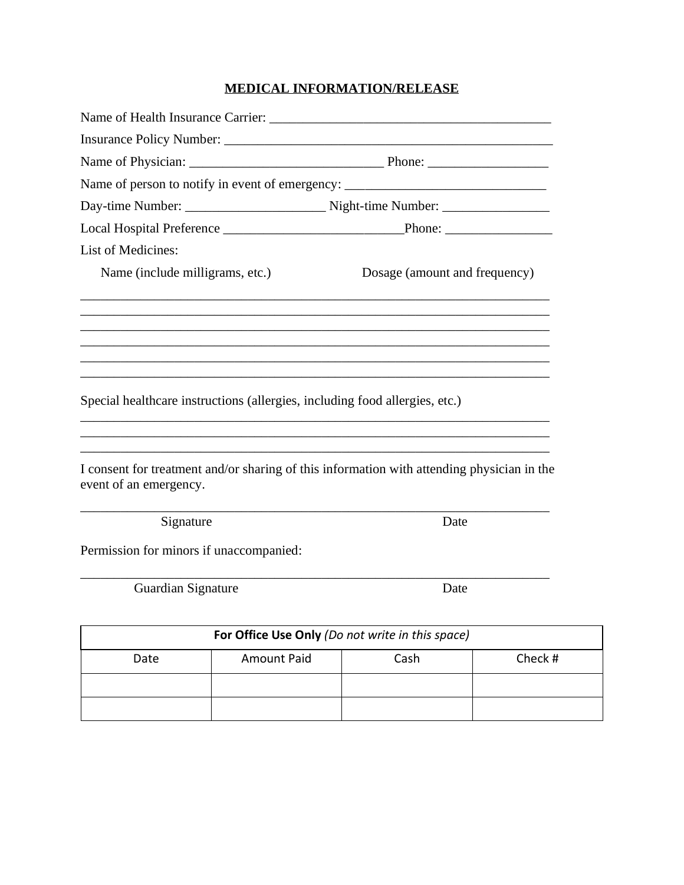# MEDICAL INFORMATION/RELEASE

Name of Health Insurance Carrier: __________________________________________

Insurance Policy Number: _____________________________________________

Name of Physician: _____________________________ Phone: __________________

Name of person to notify in event of emergency: ______________________________

Day-time Number: _____________________ Night-time Number: ________________

Local Hospital Preference ___________________________Phone: ________________

List of Medicines:

Name (include milligrams, etc.) Dosage (amount and frequency)

________________________________________________________________________
________________________________________________________________________
________________________________________________________________________
________________________________________________________________________
________________________________________________________________________
________________________________________________________________________

Special healthcare instructions (allergies, including food allergies, etc.)

________________________________________________________________________
________________________________________________________________________
________________________________________________________________________

I consent for treatment and/or sharing of this information with attending physician in the event of an emergency.

________________________________________________________________________

Signature Date

Permission for minors if unaccompanied:

________________________________________________________________________

Guardian Signature Date

| **For Office Use Only** *(Do not write in this space)* | | | |
|---|---|---|---|
| Date | Amount Paid | Cash | Check # |
| | | | |
| | | | |